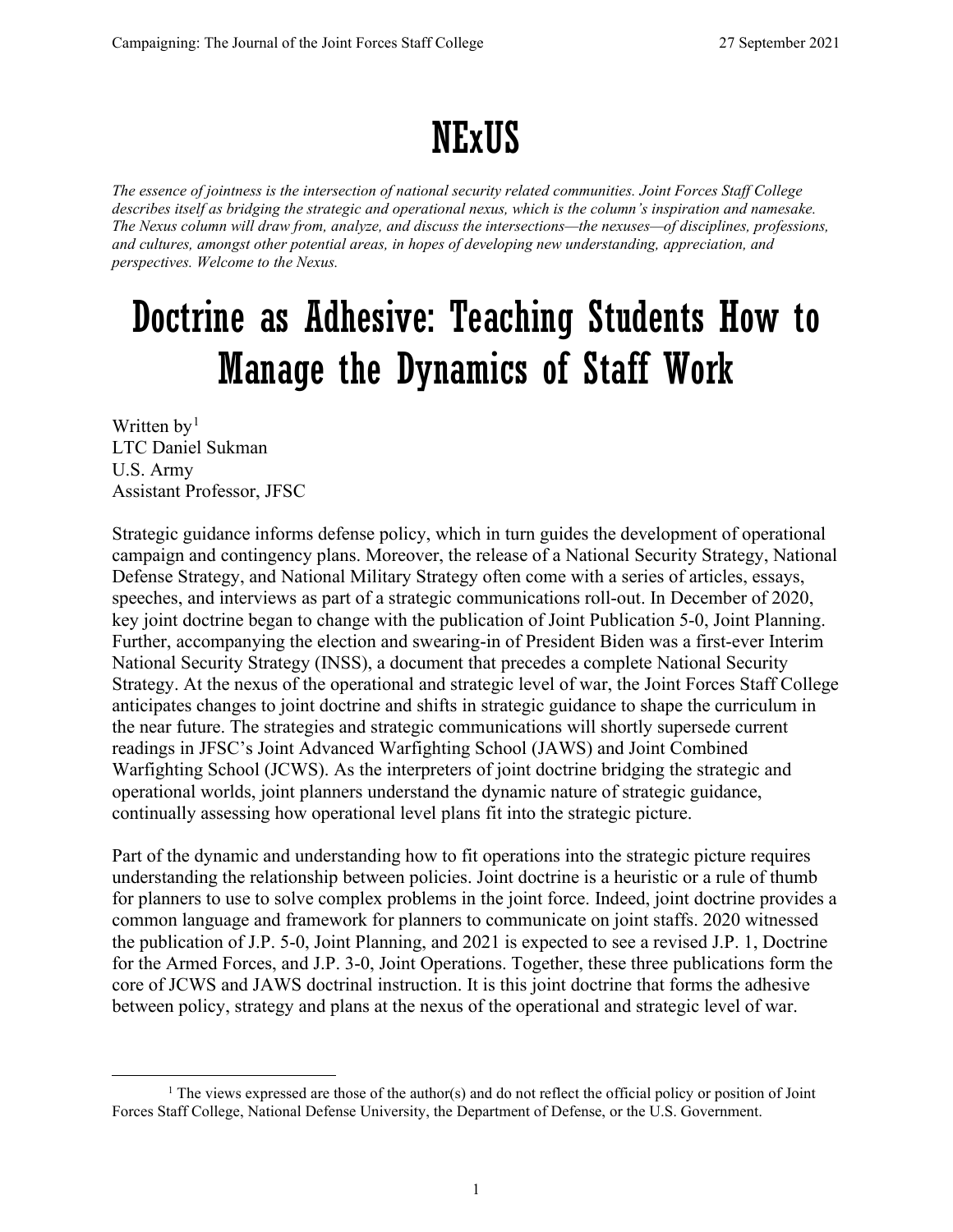# NExUS

*The essence of jointness is the intersection of national security related communities. Joint Forces Staff College describes itself as bridging the strategic and operational nexus, which is the column's inspiration and namesake. The Nexus column will draw from, analyze, and discuss the intersections—the nexuses—of disciplines, professions, and cultures, amongst other potential areas, in hopes of developing new understanding, appreciation, and perspectives. Welcome to the Nexus.*

# Doctrine as Adhesive: Teaching Students How to Manage the Dynamics of Staff Work

Written by[1]
LTC Daniel Sukman
U.S. Army
Assistant Professor, JFSC

Strategic guidance informs defense policy, which in turn guides the development of operational campaign and contingency plans. Moreover, the release of a National Security Strategy, National Defense Strategy, and National Military Strategy often come with a series of articles, essays, speeches, and interviews as part of a strategic communications roll-out. In December of 2020, key joint doctrine began to change with the publication of Joint Publication 5-0, Joint Planning. Further, accompanying the election and swearing-in of President Biden was a first-ever Interim National Security Strategy (INSS), a document that precedes a complete National Security Strategy. At the nexus of the operational and strategic level of war, the Joint Forces Staff College anticipates changes to joint doctrine and shifts in strategic guidance to shape the curriculum in the near future. The strategies and strategic communications will shortly supersede current readings in JFSC's Joint Advanced Warfighting School (JAWS) and Joint Combined Warfighting School (JCWS). As the interpreters of joint doctrine bridging the strategic and operational worlds, joint planners understand the dynamic nature of strategic guidance, continually assessing how operational level plans fit into the strategic picture.

Part of the dynamic and understanding how to fit operations into the strategic picture requires understanding the relationship between policies. Joint doctrine is a heuristic or a rule of thumb for planners to use to solve complex problems in the joint force. Indeed, joint doctrine provides a common language and framework for planners to communicate on joint staffs. 2020 witnessed the publication of J.P. 5-0, Joint Planning, and 2021 is expected to see a revised J.P. 1, Doctrine for the Armed Forces, and J.P. 3-0, Joint Operations. Together, these three publications form the core of JCWS and JAWS doctrinal instruction. It is this joint doctrine that forms the adhesive between policy, strategy and plans at the nexus of the operational and strategic level of war.

[1] The views expressed are those of the author(s) and do not reflect the official policy or position of Joint Forces Staff College, National Defense University, the Department of Defense, or the U.S. Government.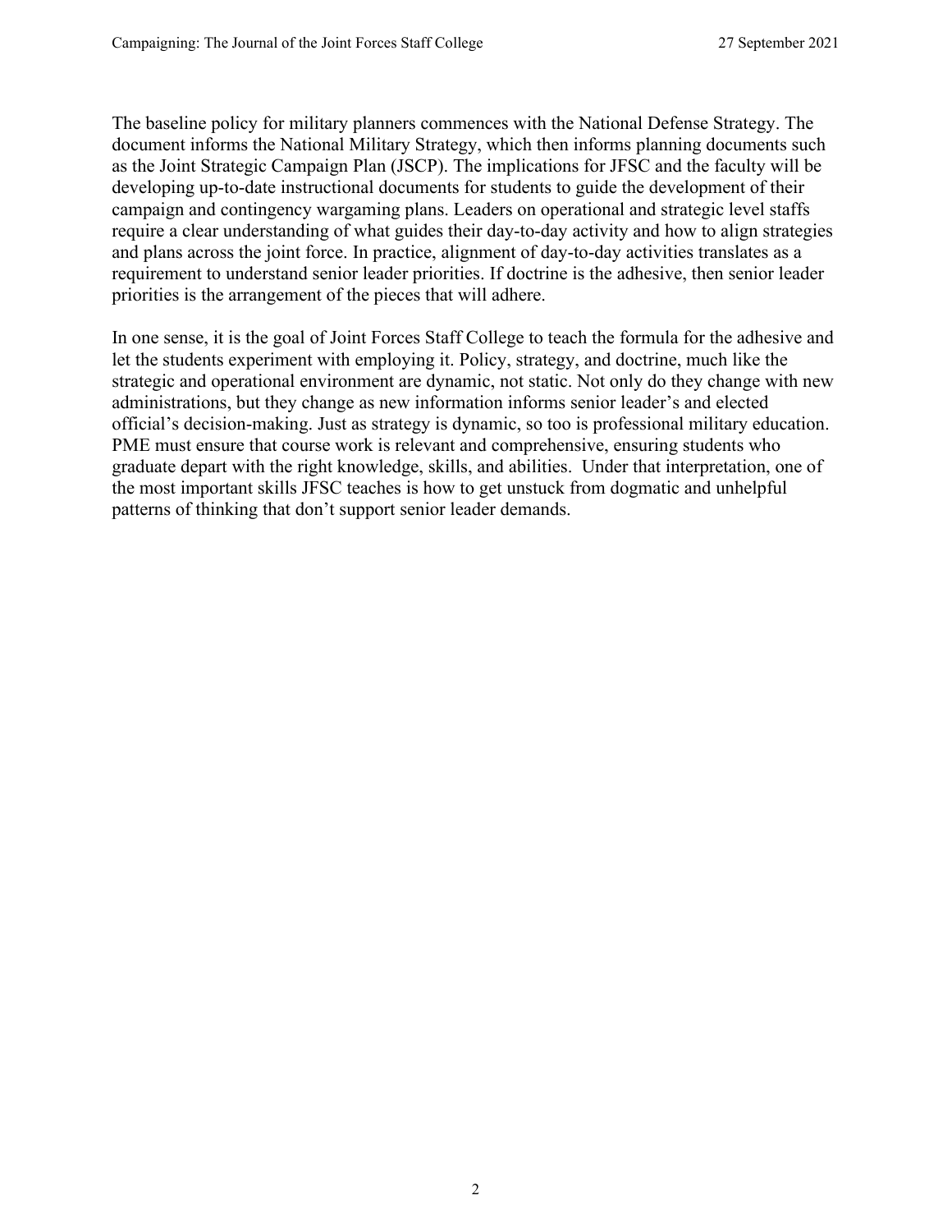The baseline policy for military planners commences with the National Defense Strategy. The document informs the National Military Strategy, which then informs planning documents such as the Joint Strategic Campaign Plan (JSCP). The implications for JFSC and the faculty will be developing up-to-date instructional documents for students to guide the development of their campaign and contingency wargaming plans. Leaders on operational and strategic level staffs require a clear understanding of what guides their day-to-day activity and how to align strategies and plans across the joint force. In practice, alignment of day-to-day activities translates as a requirement to understand senior leader priorities. If doctrine is the adhesive, then senior leader priorities is the arrangement of the pieces that will adhere.

In one sense, it is the goal of Joint Forces Staff College to teach the formula for the adhesive and let the students experiment with employing it. Policy, strategy, and doctrine, much like the strategic and operational environment are dynamic, not static. Not only do they change with new administrations, but they change as new information informs senior leader's and elected official's decision-making. Just as strategy is dynamic, so too is professional military education. PME must ensure that course work is relevant and comprehensive, ensuring students who graduate depart with the right knowledge, skills, and abilities. Under that interpretation, one of the most important skills JFSC teaches is how to get unstuck from dogmatic and unhelpful patterns of thinking that don't support senior leader demands.